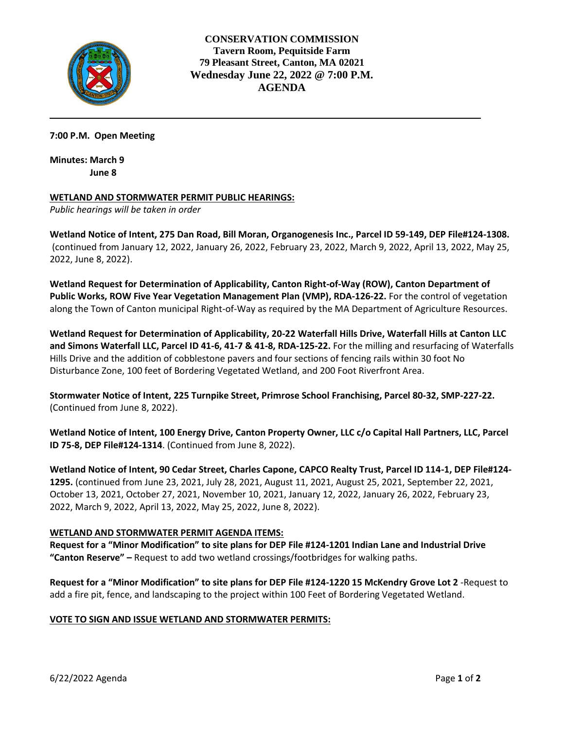**CONSERVATION COMMISSION**
**Tavern Room, Pequitside Farm**
**79 Pleasant Street, Canton, MA 02021**
**Wednesday June 22, 2022 @ 7:00 P.M.**
**AGENDA**

---

**7:00 P.M. Open Meeting**

**Minutes: March 9**
**June 8**

**WETLAND AND STORMWATER PERMIT PUBLIC HEARINGS:**
*Public hearings will be taken in order*

**Wetland Notice of Intent, 275 Dan Road, Bill Moran, Organogenesis Inc., Parcel ID 59-149, DEP File#124-1308.** (continued from January 12, 2022, January 26, 2022, February 23, 2022, March 9, 2022, April 13, 2022, May 25, 2022, June 8, 2022).

**Wetland Request for Determination of Applicability, Canton Right-of-Way (ROW), Canton Department of Public Works, ROW Five Year Vegetation Management Plan (VMP), RDA-126-22.** For the control of vegetation along the Town of Canton municipal Right-of-Way as required by the MA Department of Agriculture Resources.

**Wetland Request for Determination of Applicability, 20-22 Waterfall Hills Drive, Waterfall Hills at Canton LLC and Simons Waterfall LLC, Parcel ID 41-6, 41-7 & 41-8, RDA-125-22.** For the milling and resurfacing of Waterfalls Hills Drive and the addition of cobblestone pavers and four sections of fencing rails within 30 foot No Disturbance Zone, 100 feet of Bordering Vegetated Wetland, and 200 Foot Riverfront Area.

**Stormwater Notice of Intent, 225 Turnpike Street, Primrose School Franchising, Parcel 80-32, SMP-227-22.** (Continued from June 8, 2022).

**Wetland Notice of Intent, 100 Energy Drive, Canton Property Owner, LLC c/o Capital Hall Partners, LLC, Parcel ID 75-8, DEP File#124-1314**. (Continued from June 8, 2022).

**Wetland Notice of Intent, 90 Cedar Street, Charles Capone, CAPCO Realty Trust, Parcel ID 114-1, DEP File#124-1295.** (continued from June 23, 2021, July 28, 2021, August 11, 2021, August 25, 2021, September 22, 2021, October 13, 2021, October 27, 2021, November 10, 2021, January 12, 2022, January 26, 2022, February 23, 2022, March 9, 2022, April 13, 2022, May 25, 2022, June 8, 2022).

**WETLAND AND STORMWATER PERMIT AGENDA ITEMS:**

**Request for a "Minor Modification" to site plans for DEP File #124-1201 Indian Lane and Industrial Drive "Canton Reserve" –** Request to add two wetland crossings/footbridges for walking paths.

**Request for a "Minor Modification" to site plans for DEP File #124-1220 15 McKendry Grove Lot 2** -Request to add a fire pit, fence, and landscaping to the project within 100 Feet of Bordering Vegetated Wetland.

**VOTE TO SIGN AND ISSUE WETLAND AND STORMWATER PERMITS:**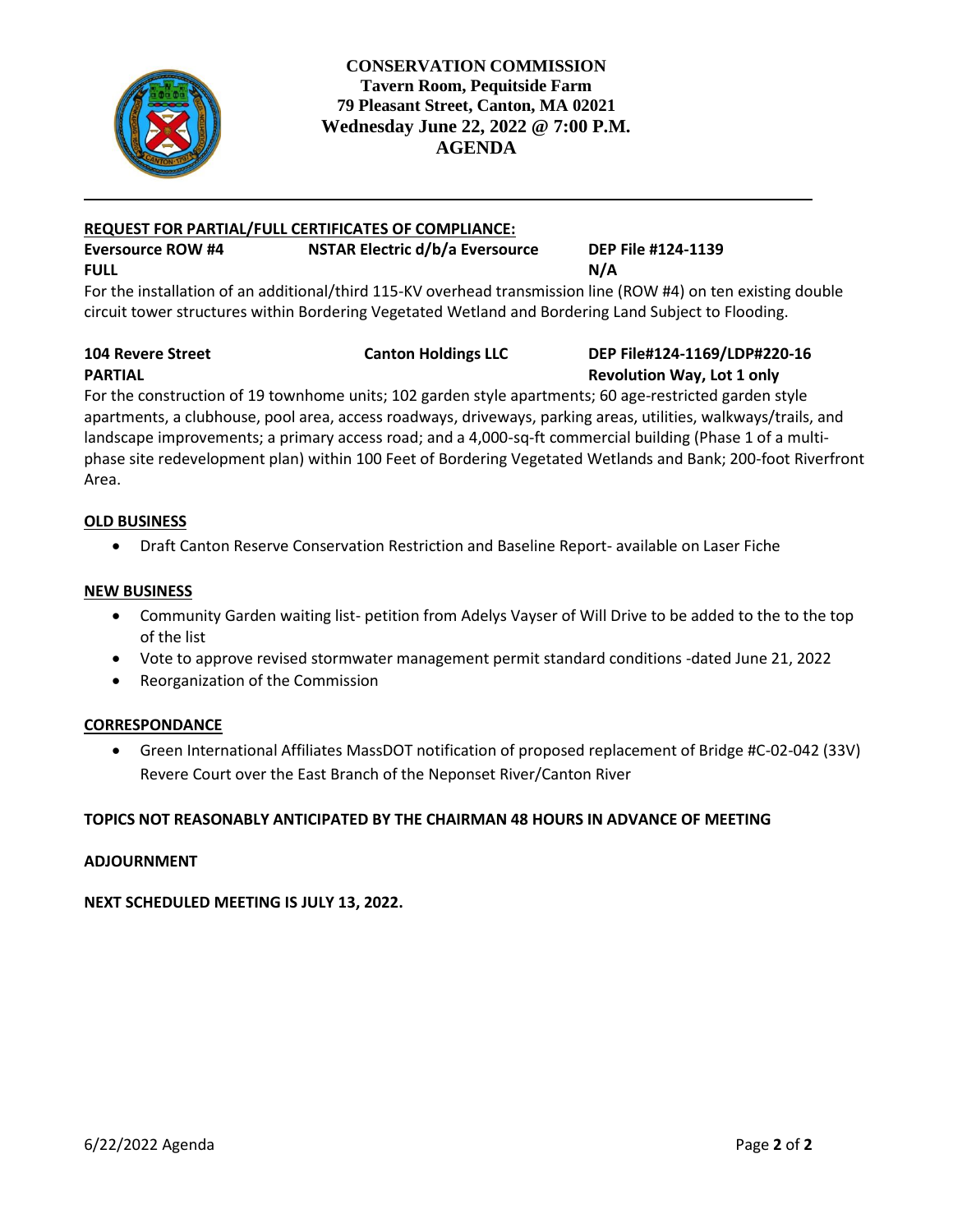**CONSERVATION COMMISSION**
**Tavern Room, Pequitside Farm**
**79 Pleasant Street, Canton, MA 02021**
**Wednesday June 22, 2022 @ 7:00 P.M.**
**AGENDA**

---

**REQUEST FOR PARTIAL/FULL CERTIFICATES OF COMPLIANCE:**

**Eversource ROW #4** — **NSTAR Electric d/b/a Eversource** — **DEP File #124-1139**
**FULL** — **N/A**

For the installation of an additional/third 115-KV overhead transmission line (ROW #4) on ten existing double circuit tower structures within Bordering Vegetated Wetland and Bordering Land Subject to Flooding.

**104 Revere Street** — **Canton Holdings LLC** — **DEP File#124-1169/LDP#220-16**
**PARTIAL** — **Revolution Way, Lot 1 only**

For the construction of 19 townhome units; 102 garden style apartments; 60 age-restricted garden style apartments, a clubhouse, pool area, access roadways, driveways, parking areas, utilities, walkways/trails, and landscape improvements; a primary access road; and a 4,000-sq-ft commercial building (Phase 1 of a multi-phase site redevelopment plan) within 100 Feet of Bordering Vegetated Wetlands and Bank; 200-foot Riverfront Area.

**OLD BUSINESS**

- Draft Canton Reserve Conservation Restriction and Baseline Report- available on Laser Fiche

**NEW BUSINESS**

- Community Garden waiting list- petition from Adelys Vayser of Will Drive to be added to the to the top of the list
- Vote to approve revised stormwater management permit standard conditions -dated June 21, 2022
- Reorganization of the Commission

**CORRESPONDANCE**

- Green International Affiliates MassDOT notification of proposed replacement of Bridge #C-02-042 (33V) Revere Court over the East Branch of the Neponset River/Canton River

**TOPICS NOT REASONABLY ANTICIPATED BY THE CHAIRMAN 48 HOURS IN ADVANCE OF MEETING**

**ADJOURNMENT**

**NEXT SCHEDULED MEETING IS JULY 13, 2022.**

6/22/2022 Agenda